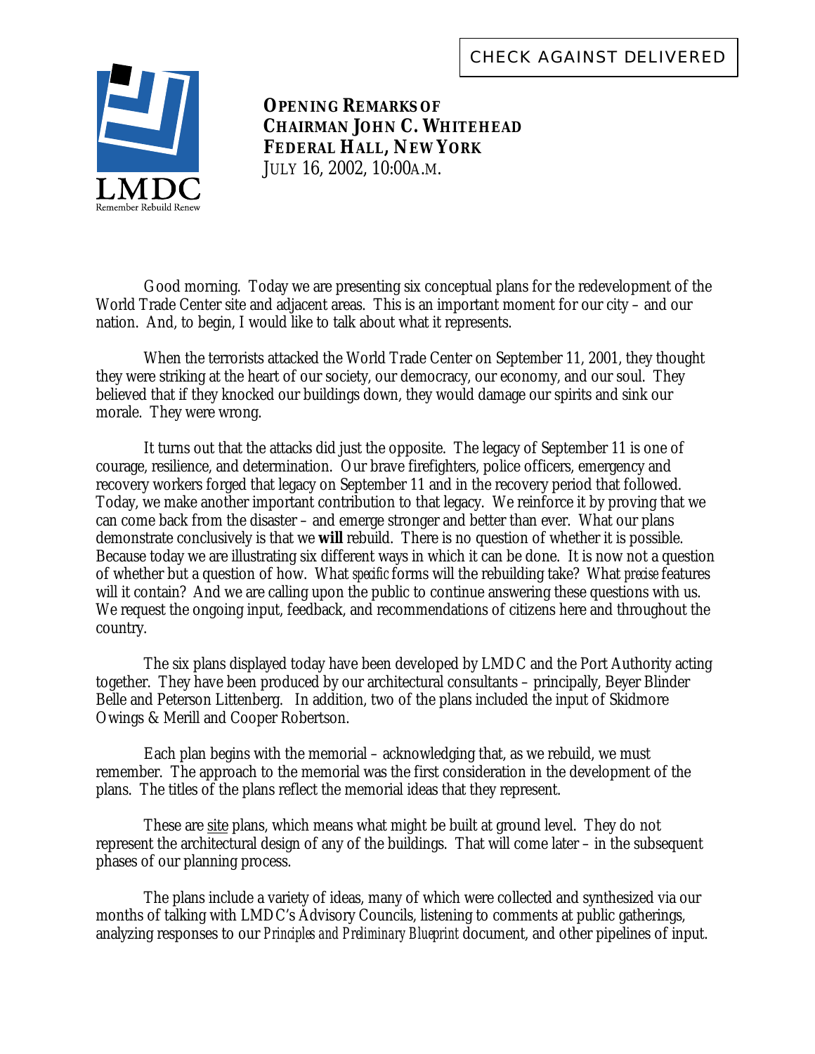CHECK AGAINST DELIVERED

LMDC
Remember Rebuild Renew

**OPENING REMARKS OF**
**CHAIRMAN JOHN C. WHITEHEAD**
**FEDERAL HALL, NEW YORK**
JULY 16, 2002, 10:00A.M.

Good morning. Today we are presenting six conceptual plans for the redevelopment of the World Trade Center site and adjacent areas. This is an important moment for our city – and our nation. And, to begin, I would like to talk about what it represents.

When the terrorists attacked the World Trade Center on September 11, 2001, they thought they were striking at the heart of our society, our democracy, our economy, and our soul. They believed that if they knocked our buildings down, they would damage our spirits and sink our morale. They were wrong.

It turns out that the attacks did just the opposite. The legacy of September 11 is one of courage, resilience, and determination. Our brave firefighters, police officers, emergency and recovery workers forged that legacy on September 11 and in the recovery period that followed. Today, we make another important contribution to that legacy. We reinforce it by proving that we can come back from the disaster – and emerge stronger and better than ever. What our plans demonstrate conclusively is that we **will** rebuild. There is no question of whether it is possible. Because today we are illustrating six different ways in which it can be done. It is now not a question of whether but a question of how. What *specific* forms will the rebuilding take? What *precise* features will it contain? And we are calling upon the public to continue answering these questions with us. We request the ongoing input, feedback, and recommendations of citizens here and throughout the country.

The six plans displayed today have been developed by LMDC and the Port Authority acting together. They have been produced by our architectural consultants – principally, Beyer Blinder Belle and Peterson Littenberg. In addition, two of the plans included the input of Skidmore Owings & Merill and Cooper Robertson.

Each plan begins with the memorial – acknowledging that, as we rebuild, we must remember. The approach to the memorial was the first consideration in the development of the plans. The titles of the plans reflect the memorial ideas that they represent.

These are site plans, which means what might be built at ground level. They do not represent the architectural design of any of the buildings. That will come later – in the subsequent phases of our planning process.

The plans include a variety of ideas, many of which were collected and synthesized via our months of talking with LMDC's Advisory Councils, listening to comments at public gatherings, analyzing responses to our *Principles and Preliminary Blueprint* document, and other pipelines of input.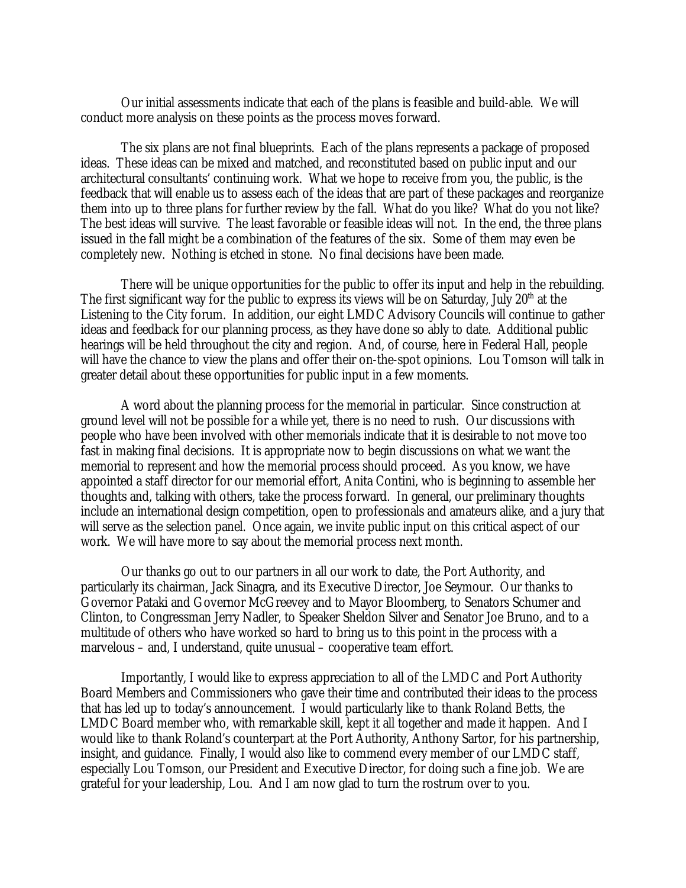Our initial assessments indicate that each of the plans is feasible and build-able. We will conduct more analysis on these points as the process moves forward.

The six plans are not final blueprints. Each of the plans represents a package of proposed ideas. These ideas can be mixed and matched, and reconstituted based on public input and our architectural consultants' continuing work. What we hope to receive from you, the public, is the feedback that will enable us to assess each of the ideas that are part of these packages and reorganize them into up to three plans for further review by the fall. What do you like? What do you not like? The best ideas will survive. The least favorable or feasible ideas will not. In the end, the three plans issued in the fall might be a combination of the features of the six. Some of them may even be completely new. Nothing is etched in stone. No final decisions have been made.

There will be unique opportunities for the public to offer its input and help in the rebuilding. The first significant way for the public to express its views will be on Saturday, July 20th at the Listening to the City forum. In addition, our eight LMDC Advisory Councils will continue to gather ideas and feedback for our planning process, as they have done so ably to date. Additional public hearings will be held throughout the city and region. And, of course, here in Federal Hall, people will have the chance to view the plans and offer their on-the-spot opinions. Lou Tomson will talk in greater detail about these opportunities for public input in a few moments.

A word about the planning process for the memorial in particular. Since construction at ground level will not be possible for a while yet, there is no need to rush. Our discussions with people who have been involved with other memorials indicate that it is desirable to not move too fast in making final decisions. It is appropriate now to begin discussions on what we want the memorial to represent and how the memorial process should proceed. As you know, we have appointed a staff director for our memorial effort, Anita Contini, who is beginning to assemble her thoughts and, talking with others, take the process forward. In general, our preliminary thoughts include an international design competition, open to professionals and amateurs alike, and a jury that will serve as the selection panel. Once again, we invite public input on this critical aspect of our work. We will have more to say about the memorial process next month.

Our thanks go out to our partners in all our work to date, the Port Authority, and particularly its chairman, Jack Sinagra, and its Executive Director, Joe Seymour. Our thanks to Governor Pataki and Governor McGreevey and to Mayor Bloomberg, to Senators Schumer and Clinton, to Congressman Jerry Nadler, to Speaker Sheldon Silver and Senator Joe Bruno, and to a multitude of others who have worked so hard to bring us to this point in the process with a marvelous – and, I understand, quite unusual – cooperative team effort.

Importantly, I would like to express appreciation to all of the LMDC and Port Authority Board Members and Commissioners who gave their time and contributed their ideas to the process that has led up to today's announcement. I would particularly like to thank Roland Betts, the LMDC Board member who, with remarkable skill, kept it all together and made it happen. And I would like to thank Roland's counterpart at the Port Authority, Anthony Sartor, for his partnership, insight, and guidance. Finally, I would also like to commend every member of our LMDC staff, especially Lou Tomson, our President and Executive Director, for doing such a fine job. We are grateful for your leadership, Lou. And I am now glad to turn the rostrum over to you.